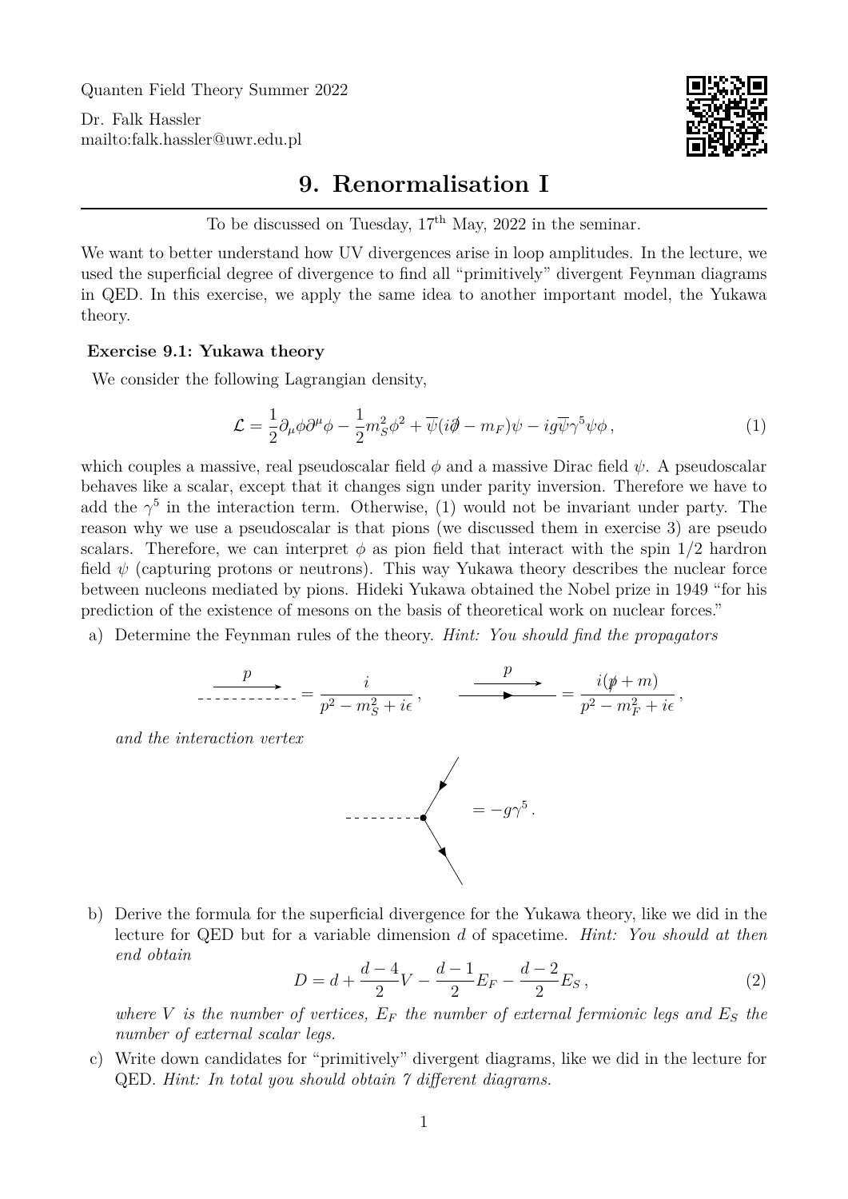Quanten Field Theory Summer 2022

Dr. Falk Hassler
mailto:falk.hassler@uwr.edu.pl

# 9. Renormalisation I

To be discussed on Tuesday, 17[th] May, 2022 in the seminar.

We want to better understand how UV divergences arise in loop amplitudes. In the lecture, we used the superficial degree of divergence to find all "primitively" divergent Feynman diagrams in QED. In this exercise, we apply the same idea to another important model, the Yukawa theory.

### Exercise 9.1: Yukawa theory

We consider the following Lagrangian density,

$$\mathcal{L} = \frac{1}{2}\partial_\mu\phi\partial^\mu\phi - \frac{1}{2}m_S^2\phi^2 + \overline{\psi}(i\partial\!\!\!/ - m_F)\psi - ig\overline{\psi}\gamma^5\psi\phi\,, \tag{1}$$

which couples a massive, real pseudoscalar field $\phi$ and a massive Dirac field $\psi$. A pseudoscalar behaves like a scalar, except that it changes sign under parity inversion. Therefore we have to add the $\gamma^5$ in the interaction term. Otherwise, (1) would not be invariant under party. The reason why we use a pseudoscalar is that pions (we discussed them in exercise 3) are pseudo scalars. Therefore, we can interpret $\phi$ as pion field that interact with the spin 1/2 hardron field $\psi$ (capturing protons or neutrons). This way Yukawa theory describes the nuclear force between nucleons mediated by pions. Hideki Yukawa obtained the Nobel prize in 1949 "for his prediction of the existence of mesons on the basis of theoretical work on nuclear forces."

a) Determine the Feynman rules of the theory. *Hint: You should find the propagators*

$$\text{(scalar line, momentum } p) = \frac{i}{p^2 - m_S^2 + i\epsilon}\,, \qquad \text{(fermion line, momentum } p) = \frac{i(p\!\!\!/ + m)}{p^2 - m_F^2 + i\epsilon}\,,$$

*and the interaction vertex*

$$\text{(vertex)} = -g\gamma^5\,.$$

b) Derive the formula for the superficial divergence for the Yukawa theory, like we did in the lecture for QED but for a variable dimension $d$ of spacetime. *Hint: You should at then end obtain*

$$D = d + \frac{d-4}{2}V - \frac{d-1}{2}E_F - \frac{d-2}{2}E_S\,, \tag{2}$$

*where $V$ is the number of vertices, $E_F$ the number of external fermionic legs and $E_S$ the number of external scalar legs.*

c) Write down candidates for "primitively" divergent diagrams, like we did in the lecture for QED. *Hint: In total you should obtain 7 different diagrams.*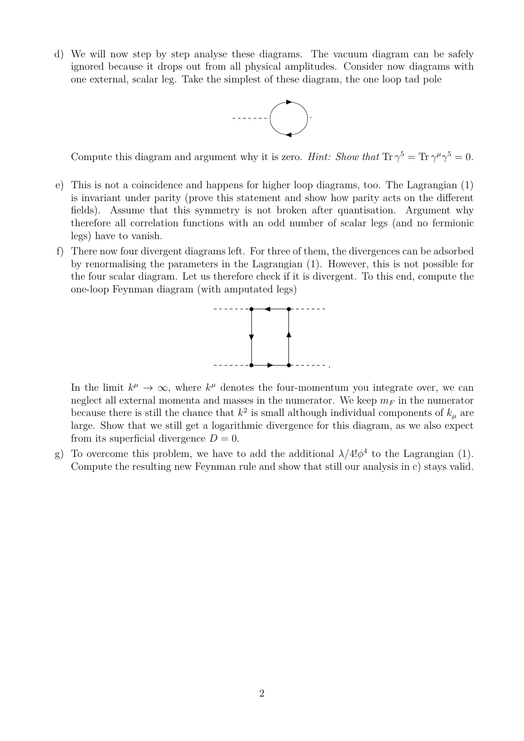d) We will now step by step analyse these diagrams. The vacuum diagram can be safely ignored because it drops out from all physical amplitudes. Consider now diagrams with one external, scalar leg. Take the simplest of these diagram, the one loop tad pole

Compute this diagram and argument why it is zero. *Hint: Show that* $\operatorname{Tr}\gamma^5 = \operatorname{Tr}\gamma^\mu\gamma^5 = 0$.

e) This is not a coincidence and happens for higher loop diagrams, too. The Lagrangian (1) is invariant under parity (prove this statement and show how parity acts on the different fields). Assume that this symmetry is not broken after quantisation. Argument why therefore all correlation functions with an odd number of scalar legs (and no fermionic legs) have to vanish.

f) There now four divergent diagrams left. For three of them, the divergences can be adsorbed by renormalising the parameters in the Lagrangian (1). However, this is not possible for the four scalar diagram. Let us therefore check if it is divergent. To this end, compute the one-loop Feynman diagram (with amputated legs)

In the limit $k^\mu \to \infty$, where $k^\mu$ denotes the four-momentum you integrate over, we can neglect all external momenta and masses in the numerator. We keep $m_F$ in the numerator because there is still the chance that $k^2$ is small although individual components of $k_\mu$ are large. Show that we still get a logarithmic divergence for this diagram, as we also expect from its superficial divergence $D = 0$.

g) To overcome this problem, we have to add the additional $\lambda/4!\phi^4$ to the Lagrangian (1). Compute the resulting new Feynman rule and show that still our analysis in c) stays valid.